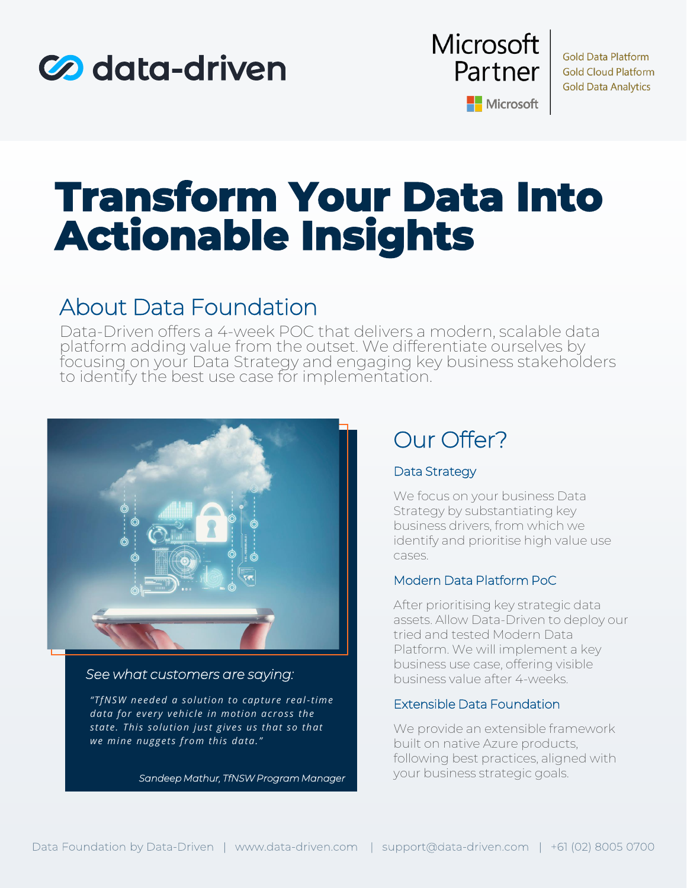data-driven

Microsoft Partner

Microsoft

Gold Data Platform
Gold Cloud Platform
Gold Data Analytics

# Transform Your Data Into Actionable Insights

## About Data Foundation

Data-Driven offers a 4-week POC that delivers a modern, scalable data platform adding value from the outset. We differentiate ourselves by focusing on your Data Strategy and engaging key business stakeholders to identify the best use case for implementation.

*See what customers are saying:*

*"TfNSW needed a solution to capture real-time data for every vehicle in motion across the state. This solution just gives us that so that we mine nuggets from this data."*

*Sandeep Mathur, TfNSW Program Manager*

## Our Offer?

### Data Strategy

We focus on your business Data Strategy by substantiating key business drivers, from which we identify and prioritise high value use cases.

### Modern Data Platform PoC

After prioritising key strategic data assets. Allow Data-Driven to deploy our tried and tested Modern Data Platform. We will implement a key business use case, offering visible business value after 4-weeks.

### Extensible Data Foundation

We provide an extensible framework built on native Azure products, following best practices, aligned with your business strategic goals.

Data Foundation by Data-Driven | www.data-driven.com | support@data-driven.com | +61 (02) 8005 0700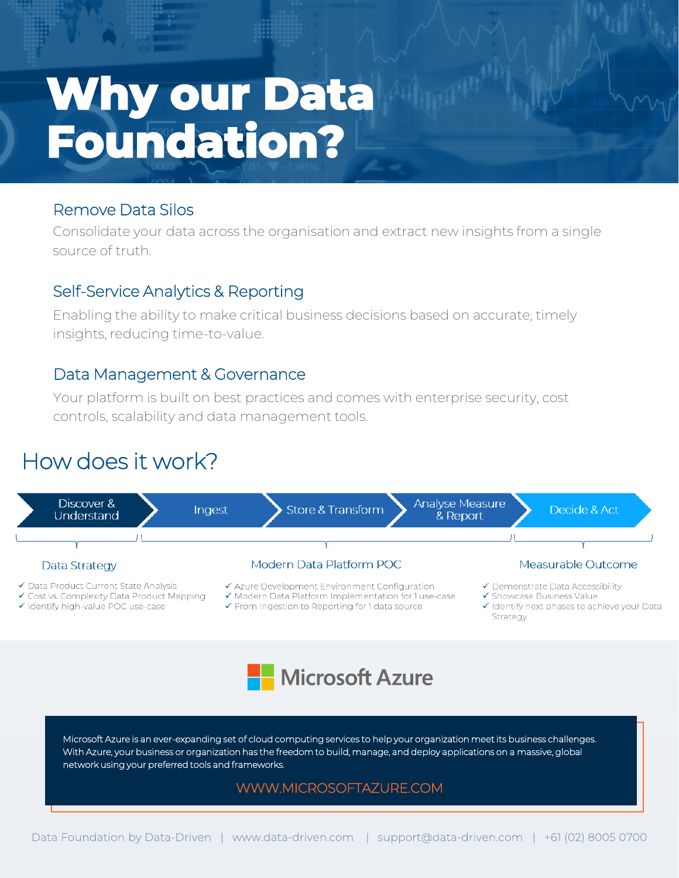# Why our Data Foundation?

### Remove Data Silos

Consolidate your data across the organisation and extract new insights from a single source of truth.

### Self-Service Analytics & Reporting

Enabling the ability to make critical business decisions based on accurate, timely insights, reducing time-to-value.

### Data Management & Governance

Your platform is built on best practices and comes with enterprise security, cost controls, scalability and data management tools.

## How does it work?

Discover & Understand → Ingest → Store & Transform → Analyse Measure & Report → Decide & Act

**Data Strategy**

- ✓ Data Product Current State Analysis
- ✓ Cost vs. Complexity Data Product Mapping
- ✓ Identify high-value POC use-case

**Modern Data Platform POC**

- ✓ Azure Development Environment Configuration
- ✓ Modern Data Platform Implementation for 1 use-case
- ✓ From Ingestion to Reporting for 1 data source

**Measurable Outcome**

- ✓ Demonstrate Data Accessibility
- ✓ Showcase Business Value
- ✓ Identify next phases to achieve your Data Strategy

Microsoft Azure

Microsoft Azure is an ever-expanding set of cloud computing services to help your organization meet its business challenges. With Azure, your business or organization has the freedom to build, manage, and deploy applications on a massive, global network using your preferred tools and frameworks.

WWW.MICROSOFTAZURE.COM

Data Foundation by Data-Driven | www.data-driven.com | support@data-driven.com | +61 (02) 8005 0700